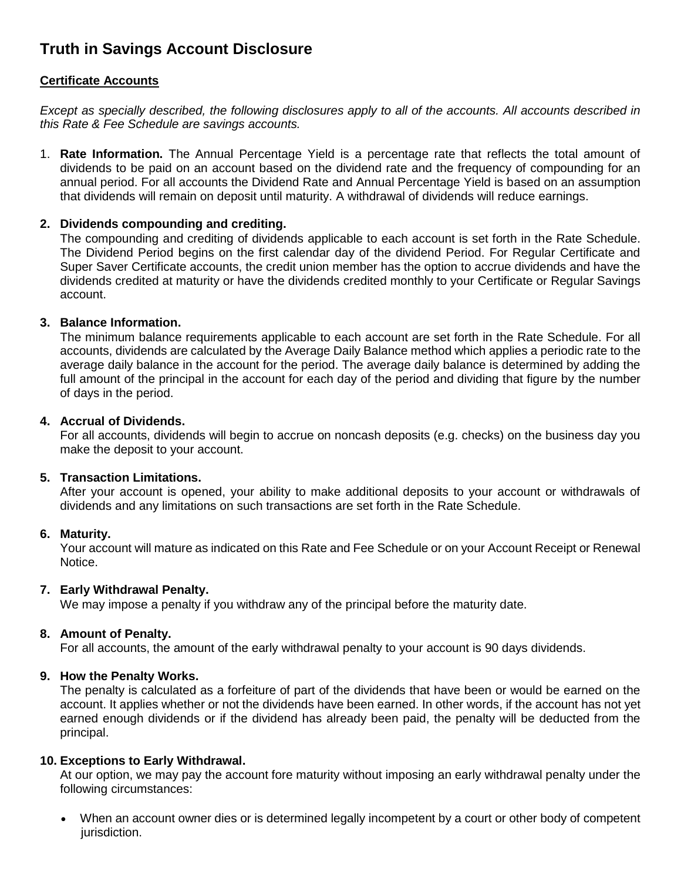# Truth in Savings Account Disclosure

## Certificate Accounts

*Except as specially described, the following disclosures apply to all of the accounts. All accounts described in this Rate & Fee Schedule are savings accounts.*

1. **Rate Information.** The Annual Percentage Yield is a percentage rate that reflects the total amount of dividends to be paid on an account based on the dividend rate and the frequency of compounding for an annual period. For all accounts the Dividend Rate and Annual Percentage Yield is based on an assumption that dividends will remain on deposit until maturity. A withdrawal of dividends will reduce earnings.

2. **Dividends compounding and crediting.**
   The compounding and crediting of dividends applicable to each account is set forth in the Rate Schedule. The Dividend Period begins on the first calendar day of the dividend Period. For Regular Certificate and Super Saver Certificate accounts, the credit union member has the option to accrue dividends and have the dividends credited at maturity or have the dividends credited monthly to your Certificate or Regular Savings account.

3. **Balance Information.**
   The minimum balance requirements applicable to each account are set forth in the Rate Schedule. For all accounts, dividends are calculated by the Average Daily Balance method which applies a periodic rate to the average daily balance in the account for the period. The average daily balance is determined by adding the full amount of the principal in the account for each day of the period and dividing that figure by the number of days in the period.

4. **Accrual of Dividends.**
   For all accounts, dividends will begin to accrue on noncash deposits (e.g. checks) on the business day you make the deposit to your account.

5. **Transaction Limitations.**
   After your account is opened, your ability to make additional deposits to your account or withdrawals of dividends and any limitations on such transactions are set forth in the Rate Schedule.

6. **Maturity.**
   Your account will mature as indicated on this Rate and Fee Schedule or on your Account Receipt or Renewal Notice.

7. **Early Withdrawal Penalty.**
   We may impose a penalty if you withdraw any of the principal before the maturity date.

8. **Amount of Penalty.**
   For all accounts, the amount of the early withdrawal penalty to your account is 90 days dividends.

9. **How the Penalty Works.**
   The penalty is calculated as a forfeiture of part of the dividends that have been or would be earned on the account. It applies whether or not the dividends have been earned. In other words, if the account has not yet earned enough dividends or if the dividend has already been paid, the penalty will be deducted from the principal.

10. **Exceptions to Early Withdrawal.**
    At our option, we may pay the account fore maturity without imposing an early withdrawal penalty under the following circumstances:

    - When an account owner dies or is determined legally incompetent by a court or other body of competent jurisdiction.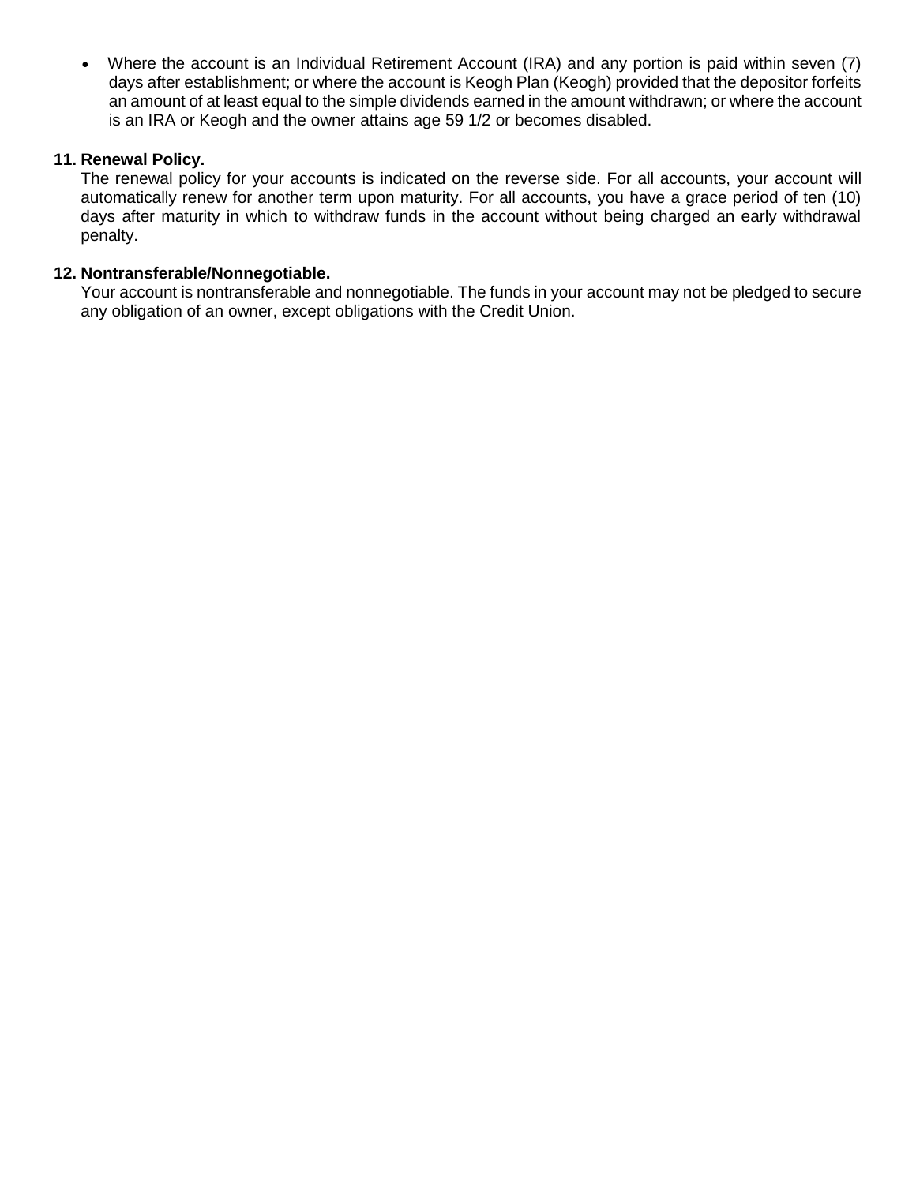- Where the account is an Individual Retirement Account (IRA) and any portion is paid within seven (7) days after establishment; or where the account is Keogh Plan (Keogh) provided that the depositor forfeits an amount of at least equal to the simple dividends earned in the amount withdrawn; or where the account is an IRA or Keogh and the owner attains age 59 1/2 or becomes disabled.

**11. Renewal Policy.**

The renewal policy for your accounts is indicated on the reverse side. For all accounts, your account will automatically renew for another term upon maturity. For all accounts, you have a grace period of ten (10) days after maturity in which to withdraw funds in the account without being charged an early withdrawal penalty.

**12. Nontransferable/Nonnegotiable.**

Your account is nontransferable and nonnegotiable. The funds in your account may not be pledged to secure any obligation of an owner, except obligations with the Credit Union.